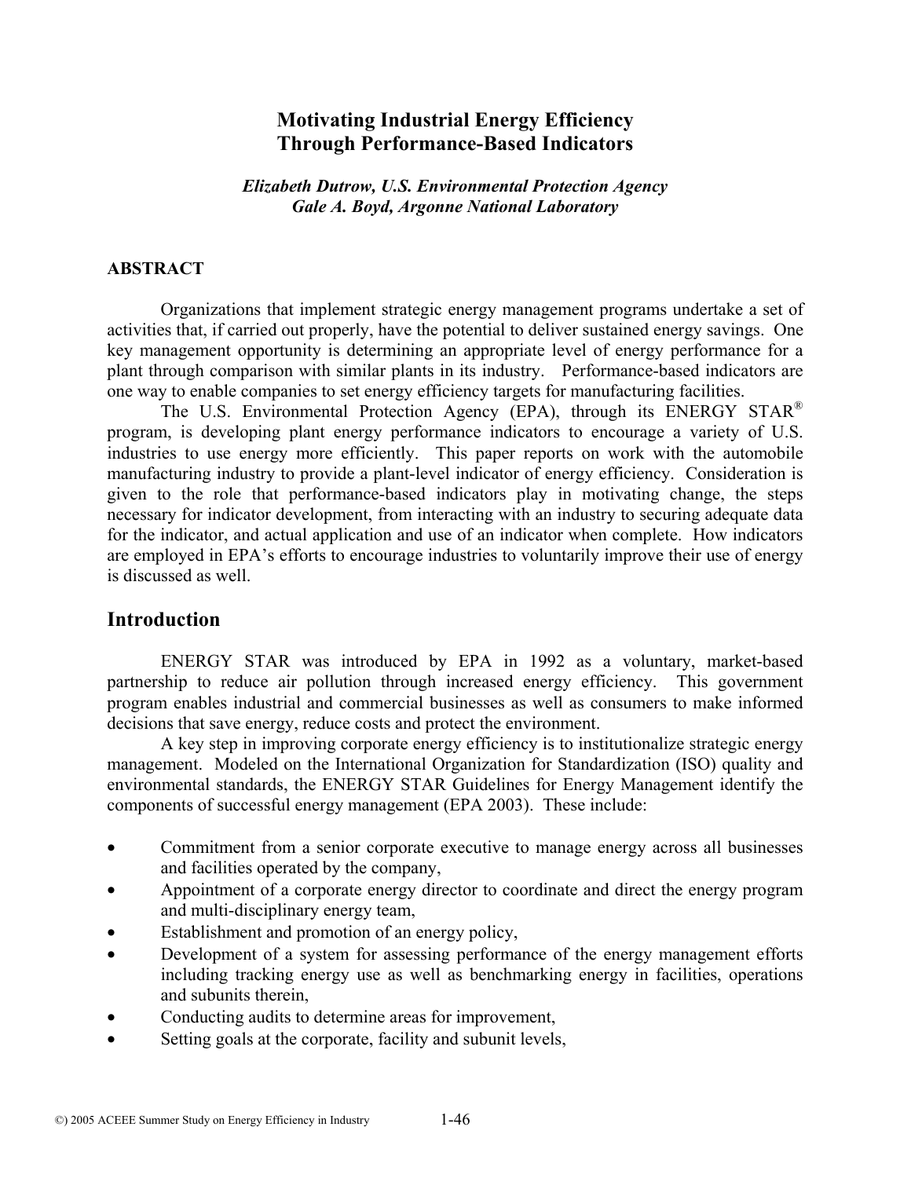# Motivating Industrial Energy Efficiency Through Performance-Based Indicators

***Elizabeth Dutrow, U.S. Environmental Protection Agency***
***Gale A. Boyd, Argonne National Laboratory***

## ABSTRACT

Organizations that implement strategic energy management programs undertake a set of activities that, if carried out properly, have the potential to deliver sustained energy savings. One key management opportunity is determining an appropriate level of energy performance for a plant through comparison with similar plants in its industry. Performance-based indicators are one way to enable companies to set energy efficiency targets for manufacturing facilities.

The U.S. Environmental Protection Agency (EPA), through its ENERGY STAR® program, is developing plant energy performance indicators to encourage a variety of U.S. industries to use energy more efficiently. This paper reports on work with the automobile manufacturing industry to provide a plant-level indicator of energy efficiency. Consideration is given to the role that performance-based indicators play in motivating change, the steps necessary for indicator development, from interacting with an industry to securing adequate data for the indicator, and actual application and use of an indicator when complete. How indicators are employed in EPA's efforts to encourage industries to voluntarily improve their use of energy is discussed as well.

## Introduction

ENERGY STAR was introduced by EPA in 1992 as a voluntary, market-based partnership to reduce air pollution through increased energy efficiency. This government program enables industrial and commercial businesses as well as consumers to make informed decisions that save energy, reduce costs and protect the environment.

A key step in improving corporate energy efficiency is to institutionalize strategic energy management. Modeled on the International Organization for Standardization (ISO) quality and environmental standards, the ENERGY STAR Guidelines for Energy Management identify the components of successful energy management (EPA 2003). These include:

- Commitment from a senior corporate executive to manage energy across all businesses and facilities operated by the company,
- Appointment of a corporate energy director to coordinate and direct the energy program and multi-disciplinary energy team,
- Establishment and promotion of an energy policy,
- Development of a system for assessing performance of the energy management efforts including tracking energy use as well as benchmarking energy in facilities, operations and subunits therein,
- Conducting audits to determine areas for improvement,
- Setting goals at the corporate, facility and subunit levels,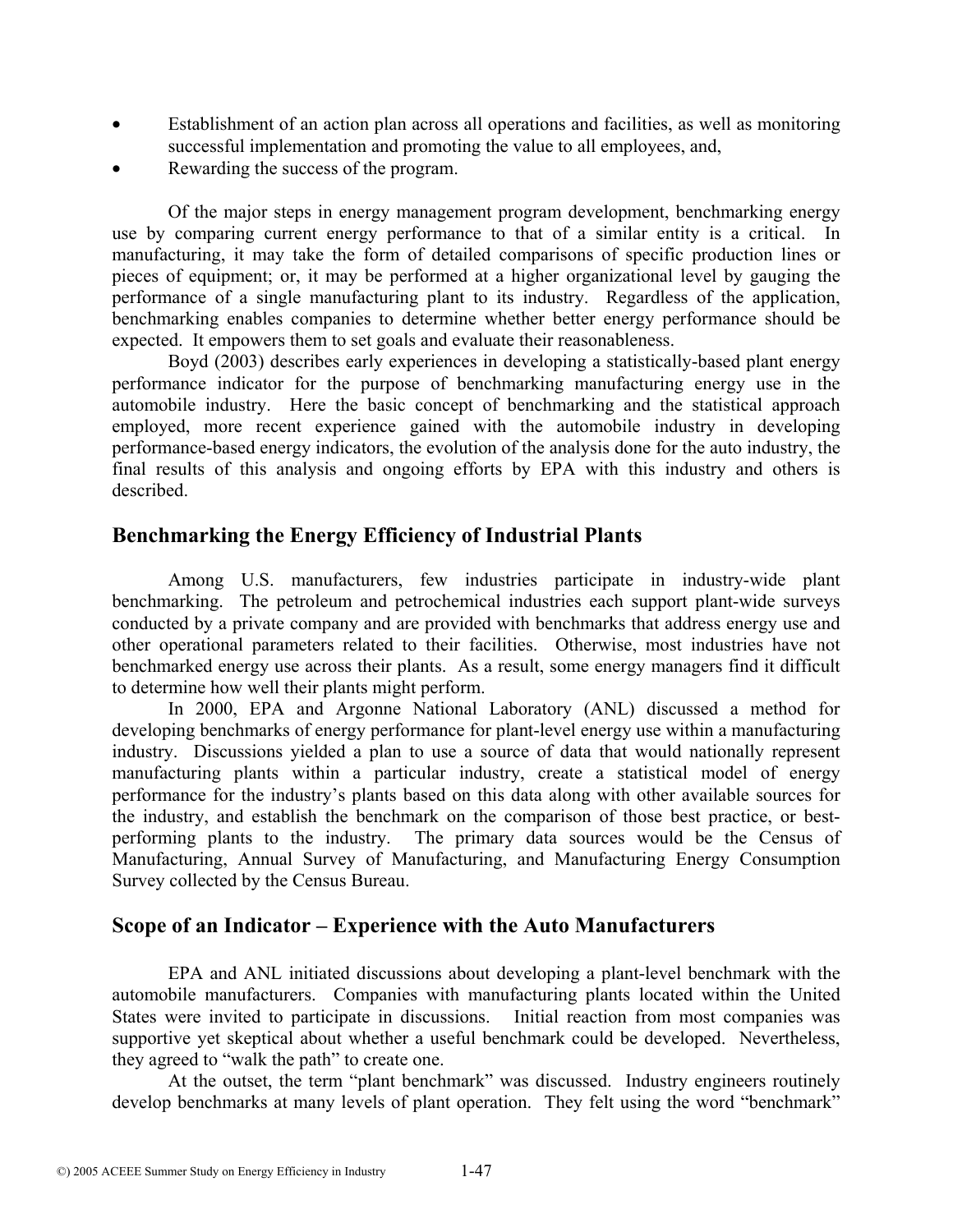- Establishment of an action plan across all operations and facilities, as well as monitoring successful implementation and promoting the value to all employees, and,
- Rewarding the success of the program.

Of the major steps in energy management program development, benchmarking energy use by comparing current energy performance to that of a similar entity is a critical. In manufacturing, it may take the form of detailed comparisons of specific production lines or pieces of equipment; or, it may be performed at a higher organizational level by gauging the performance of a single manufacturing plant to its industry. Regardless of the application, benchmarking enables companies to determine whether better energy performance should be expected. It empowers them to set goals and evaluate their reasonableness.

Boyd (2003) describes early experiences in developing a statistically-based plant energy performance indicator for the purpose of benchmarking manufacturing energy use in the automobile industry. Here the basic concept of benchmarking and the statistical approach employed, more recent experience gained with the automobile industry in developing performance-based energy indicators, the evolution of the analysis done for the auto industry, the final results of this analysis and ongoing efforts by EPA with this industry and others is described.

## Benchmarking the Energy Efficiency of Industrial Plants

Among U.S. manufacturers, few industries participate in industry-wide plant benchmarking. The petroleum and petrochemical industries each support plant-wide surveys conducted by a private company and are provided with benchmarks that address energy use and other operational parameters related to their facilities. Otherwise, most industries have not benchmarked energy use across their plants. As a result, some energy managers find it difficult to determine how well their plants might perform.

In 2000, EPA and Argonne National Laboratory (ANL) discussed a method for developing benchmarks of energy performance for plant-level energy use within a manufacturing industry. Discussions yielded a plan to use a source of data that would nationally represent manufacturing plants within a particular industry, create a statistical model of energy performance for the industry's plants based on this data along with other available sources for the industry, and establish the benchmark on the comparison of those best practice, or best-performing plants to the industry. The primary data sources would be the Census of Manufacturing, Annual Survey of Manufacturing, and Manufacturing Energy Consumption Survey collected by the Census Bureau.

## Scope of an Indicator – Experience with the Auto Manufacturers

EPA and ANL initiated discussions about developing a plant-level benchmark with the automobile manufacturers. Companies with manufacturing plants located within the United States were invited to participate in discussions. Initial reaction from most companies was supportive yet skeptical about whether a useful benchmark could be developed. Nevertheless, they agreed to "walk the path" to create one.

At the outset, the term "plant benchmark" was discussed. Industry engineers routinely develop benchmarks at many levels of plant operation. They felt using the word "benchmark"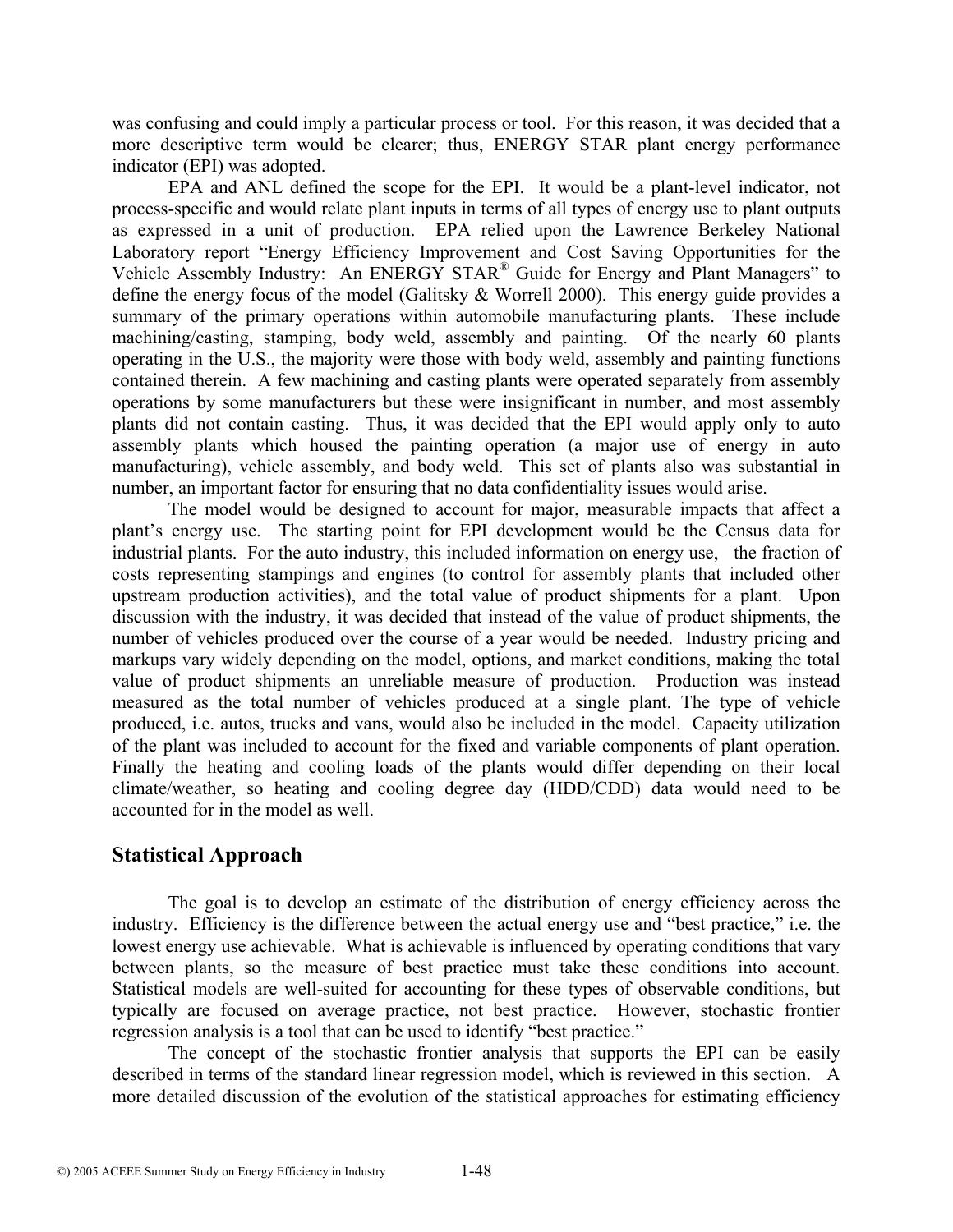was confusing and could imply a particular process or tool. For this reason, it was decided that a more descriptive term would be clearer; thus, ENERGY STAR plant energy performance indicator (EPI) was adopted.

EPA and ANL defined the scope for the EPI. It would be a plant-level indicator, not process-specific and would relate plant inputs in terms of all types of energy use to plant outputs as expressed in a unit of production. EPA relied upon the Lawrence Berkeley National Laboratory report "Energy Efficiency Improvement and Cost Saving Opportunities for the Vehicle Assembly Industry: An ENERGY STAR® Guide for Energy and Plant Managers" to define the energy focus of the model (Galitsky & Worrell 2000). This energy guide provides a summary of the primary operations within automobile manufacturing plants. These include machining/casting, stamping, body weld, assembly and painting. Of the nearly 60 plants operating in the U.S., the majority were those with body weld, assembly and painting functions contained therein. A few machining and casting plants were operated separately from assembly operations by some manufacturers but these were insignificant in number, and most assembly plants did not contain casting. Thus, it was decided that the EPI would apply only to auto assembly plants which housed the painting operation (a major use of energy in auto manufacturing), vehicle assembly, and body weld. This set of plants also was substantial in number, an important factor for ensuring that no data confidentiality issues would arise.

The model would be designed to account for major, measurable impacts that affect a plant's energy use. The starting point for EPI development would be the Census data for industrial plants. For the auto industry, this included information on energy use, the fraction of costs representing stampings and engines (to control for assembly plants that included other upstream production activities), and the total value of product shipments for a plant. Upon discussion with the industry, it was decided that instead of the value of product shipments, the number of vehicles produced over the course of a year would be needed. Industry pricing and markups vary widely depending on the model, options, and market conditions, making the total value of product shipments an unreliable measure of production. Production was instead measured as the total number of vehicles produced at a single plant. The type of vehicle produced, i.e. autos, trucks and vans, would also be included in the model. Capacity utilization of the plant was included to account for the fixed and variable components of plant operation. Finally the heating and cooling loads of the plants would differ depending on their local climate/weather, so heating and cooling degree day (HDD/CDD) data would need to be accounted for in the model as well.

## Statistical Approach

The goal is to develop an estimate of the distribution of energy efficiency across the industry. Efficiency is the difference between the actual energy use and "best practice," i.e. the lowest energy use achievable. What is achievable is influenced by operating conditions that vary between plants, so the measure of best practice must take these conditions into account. Statistical models are well-suited for accounting for these types of observable conditions, but typically are focused on average practice, not best practice. However, stochastic frontier regression analysis is a tool that can be used to identify "best practice."

The concept of the stochastic frontier analysis that supports the EPI can be easily described in terms of the standard linear regression model, which is reviewed in this section. A more detailed discussion of the evolution of the statistical approaches for estimating efficiency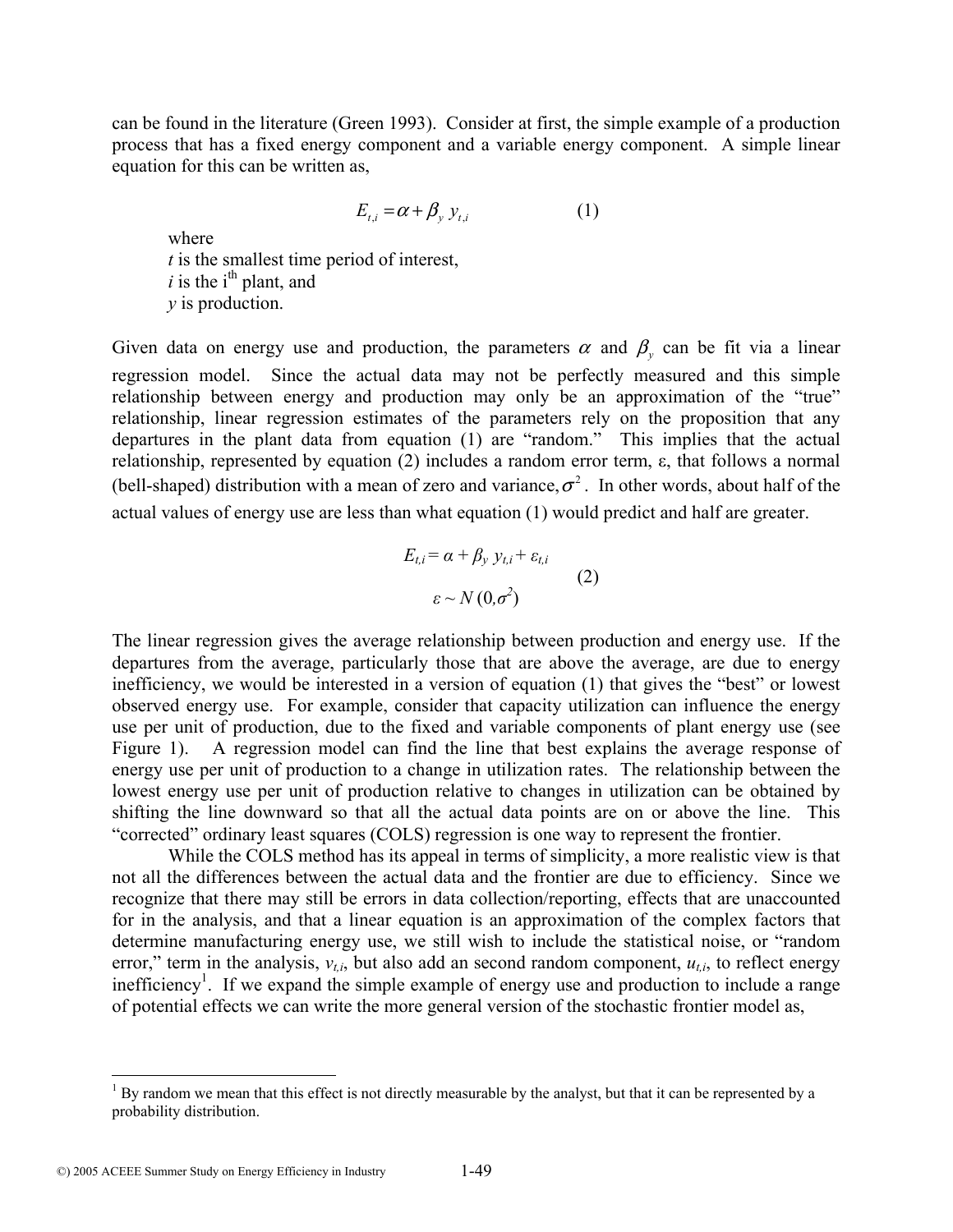can be found in the literature (Green 1993). Consider at first, the simple example of a production process that has a fixed energy component and a variable energy component. A simple linear equation for this can be written as,

$$E_{t,i} = \alpha + \beta_y \, y_{t,i} \qquad (1)$$

where  
$t$ is the smallest time period of interest,  
$i$ is the i[th] plant, and  
$y$ is production.

Given data on energy use and production, the parameters $\alpha$ and $\beta_y$ can be fit via a linear regression model. Since the actual data may not be perfectly measured and this simple relationship between energy and production may only be an approximation of the "true" relationship, linear regression estimates of the parameters rely on the proposition that any departures in the plant data from equation (1) are "random." This implies that the actual relationship, represented by equation (2) includes a random error term, ε, that follows a normal (bell-shaped) distribution with a mean of zero and variance, $\sigma^2$. In other words, about half of the actual values of energy use are less than what equation (1) would predict and half are greater.

$$E_{t,i} = \alpha + \beta_y \, y_{t,i} + \varepsilon_{t,i}$$
$$\varepsilon \sim N(0, \sigma^2) \qquad (2)$$

The linear regression gives the average relationship between production and energy use. If the departures from the average, particularly those that are above the average, are due to energy inefficiency, we would be interested in a version of equation (1) that gives the "best" or lowest observed energy use. For example, consider that capacity utilization can influence the energy use per unit of production, due to the fixed and variable components of plant energy use (see Figure 1). A regression model can find the line that best explains the average response of energy use per unit of production to a change in utilization rates. The relationship between the lowest energy use per unit of production relative to changes in utilization can be obtained by shifting the line downward so that all the actual data points are on or above the line. This "corrected" ordinary least squares (COLS) regression is one way to represent the frontier.

While the COLS method has its appeal in terms of simplicity, a more realistic view is that not all the differences between the actual data and the frontier are due to efficiency. Since we recognize that there may still be errors in data collection/reporting, effects that are unaccounted for in the analysis, and that a linear equation is an approximation of the complex factors that determine manufacturing energy use, we still wish to include the statistical noise, or "random error," term in the analysis, $v_{t,i}$, but also add an second random component, $u_{t,i}$, to reflect energy inefficiency[1]. If we expand the simple example of energy use and production to include a range of potential effects we can write the more general version of the stochastic frontier model as,

[1] By random we mean that this effect is not directly measurable by the analyst, but that it can be represented by a probability distribution.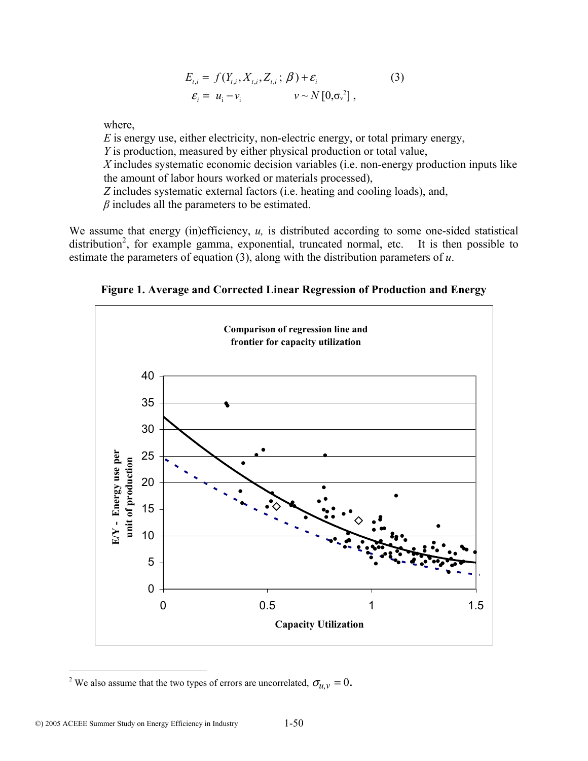$$E_{t,i} = f(Y_{t,i}, X_{t,i}, Z_{t,i}\,;\,\beta) + \varepsilon_i \qquad (3)$$
$$\varepsilon_i = u_i - v_i \qquad v \sim N[0, \sigma_v^2]\,,$$

where,

$E$ is energy use, either electricity, non-electric energy, or total primary energy,
$Y$ is production, measured by either physical production or total value,
$X$ includes systematic economic decision variables (i.e. non-energy production inputs like the amount of labor hours worked or materials processed),
$Z$ includes systematic external factors (i.e. heating and cooling loads), and,
$\beta$ includes all the parameters to be estimated.

We assume that energy (in)efficiency, $u$, is distributed according to some one-sided statistical distribution[2], for example gamma, exponential, truncated normal, etc. It is then possible to estimate the parameters of equation (3), along with the distribution parameters of $u$.

**Figure 1. Average and Corrected Linear Regression of Production and Energy**

[2] We also assume that the two types of errors are uncorrelated, $\sigma_{u,v} = 0$.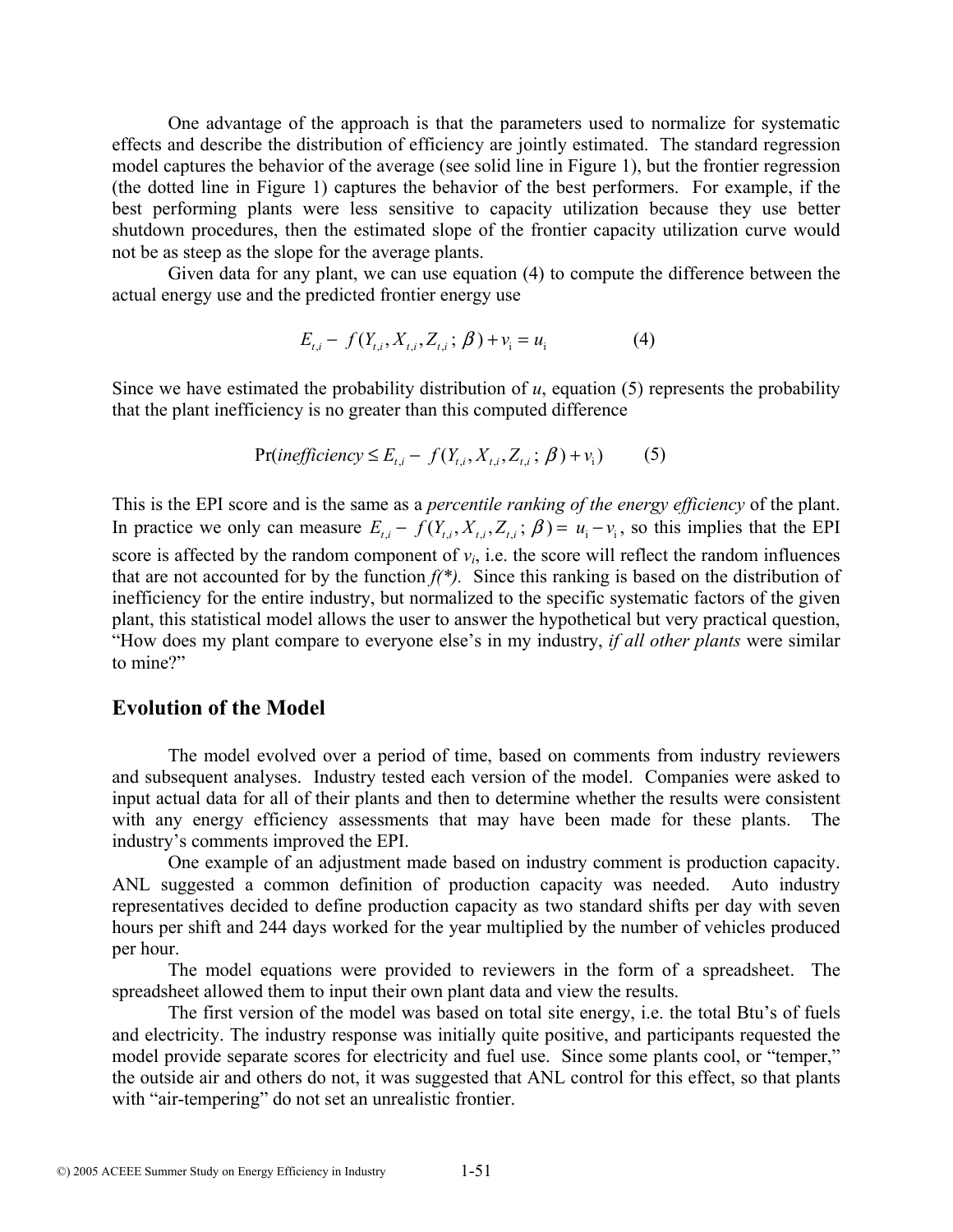One advantage of the approach is that the parameters used to normalize for systematic effects and describe the distribution of efficiency are jointly estimated. The standard regression model captures the behavior of the average (see solid line in Figure 1), but the frontier regression (the dotted line in Figure 1) captures the behavior of the best performers. For example, if the best performing plants were less sensitive to capacity utilization because they use better shutdown procedures, then the estimated slope of the frontier capacity utilization curve would not be as steep as the slope for the average plants.

Given data for any plant, we can use equation (4) to compute the difference between the actual energy use and the predicted frontier energy use

$$E_{t,i} - f(Y_{t,i}, X_{t,i}, Z_{t,i}; \beta) + v_i = u_i \qquad (4)$$

Since we have estimated the probability distribution of *u*, equation (5) represents the probability that the plant inefficiency is no greater than this computed difference

$$\Pr(\textit{inefficiency} \le E_{t,i} - f(Y_{t,i}, X_{t,i}, Z_{t,i}; \beta) + v_i) \qquad (5)$$

This is the EPI score and is the same as a *percentile ranking of the energy efficiency* of the plant. In practice we only can measure $E_{t,i} - f(Y_{t,i}, X_{t,i}, Z_{t,i}; \beta) = u_i - v_i$, so this implies that the EPI score is affected by the random component of $v_i$, i.e. the score will reflect the random influences that are not accounted for by the function *f(\*)*. Since this ranking is based on the distribution of inefficiency for the entire industry, but normalized to the specific systematic factors of the given plant, this statistical model allows the user to answer the hypothetical but very practical question, "How does my plant compare to everyone else's in my industry, *if all other plants* were similar to mine?"

## Evolution of the Model

The model evolved over a period of time, based on comments from industry reviewers and subsequent analyses. Industry tested each version of the model. Companies were asked to input actual data for all of their plants and then to determine whether the results were consistent with any energy efficiency assessments that may have been made for these plants. The industry's comments improved the EPI.

One example of an adjustment made based on industry comment is production capacity. ANL suggested a common definition of production capacity was needed. Auto industry representatives decided to define production capacity as two standard shifts per day with seven hours per shift and 244 days worked for the year multiplied by the number of vehicles produced per hour.

The model equations were provided to reviewers in the form of a spreadsheet. The spreadsheet allowed them to input their own plant data and view the results.

The first version of the model was based on total site energy, i.e. the total Btu's of fuels and electricity. The industry response was initially quite positive, and participants requested the model provide separate scores for electricity and fuel use. Since some plants cool, or "temper," the outside air and others do not, it was suggested that ANL control for this effect, so that plants with "air-tempering" do not set an unrealistic frontier.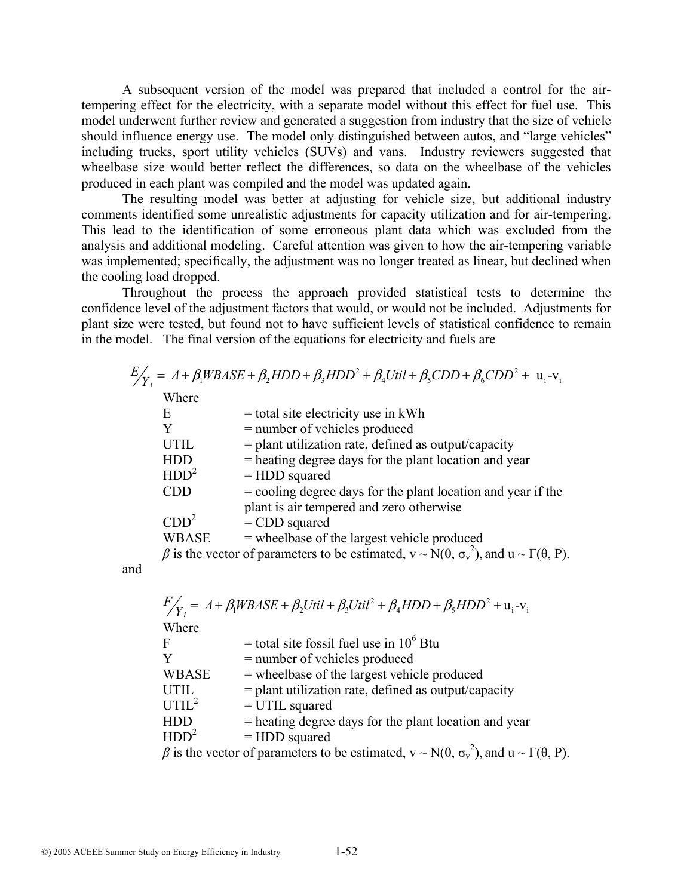A subsequent version of the model was prepared that included a control for the air-tempering effect for the electricity, with a separate model without this effect for fuel use. This model underwent further review and generated a suggestion from industry that the size of vehicle should influence energy use. The model only distinguished between autos, and "large vehicles" including trucks, sport utility vehicles (SUVs) and vans. Industry reviewers suggested that wheelbase size would better reflect the differences, so data on the wheelbase of the vehicles produced in each plant was compiled and the model was updated again.

The resulting model was better at adjusting for vehicle size, but additional industry comments identified some unrealistic adjustments for capacity utilization and for air-tempering. This lead to the identification of some erroneous plant data which was excluded from the analysis and additional modeling. Careful attention was given to how the air-tempering variable was implemented; specifically, the adjustment was no longer treated as linear, but declined when the cooling load dropped.

Throughout the process the approach provided statistical tests to determine the confidence level of the adjustment factors that would, or would not be included. Adjustments for plant size were tested, but found not to have sufficient levels of statistical confidence to remain in the model. The final version of the equations for electricity and fuels are

$$E/Y_i = A + \beta_1 WBASE + \beta_2 HDD + \beta_3 HDD^2 + \beta_4 Util + \beta_5 CDD + \beta_6 CDD^2 + u_i - v_i$$

Where

- E = total site electricity use in kWh
- Y = number of vehicles produced
- UTIL = plant utilization rate, defined as output/capacity
- HDD = heating degree days for the plant location and year
- $HDD^2$ = HDD squared
- CDD = cooling degree days for the plant location and year if the plant is air tempered and zero otherwise
- $CDD^2$ = CDD squared
- WBASE = wheelbase of the largest vehicle produced

$\beta$ is the vector of parameters to be estimated, $v \sim N(0, \sigma_v^2)$, and $u \sim \Gamma(\theta, P)$.

and

$$F/Y_i = A + \beta_1 WBASE + \beta_2 Util + \beta_3 Util^2 + \beta_4 HDD + \beta_5 HDD^2 + u_i - v_i$$

Where

- F = total site fossil fuel use in $10^6$ Btu
- Y = number of vehicles produced
- WBASE = wheelbase of the largest vehicle produced
- UTIL = plant utilization rate, defined as output/capacity
- $UTIL^2$ = UTIL squared
- HDD = heating degree days for the plant location and year
- $HDD^2$ = HDD squared

$\beta$ is the vector of parameters to be estimated, $v \sim N(0, \sigma_v^2)$, and $u \sim \Gamma(\theta, P)$.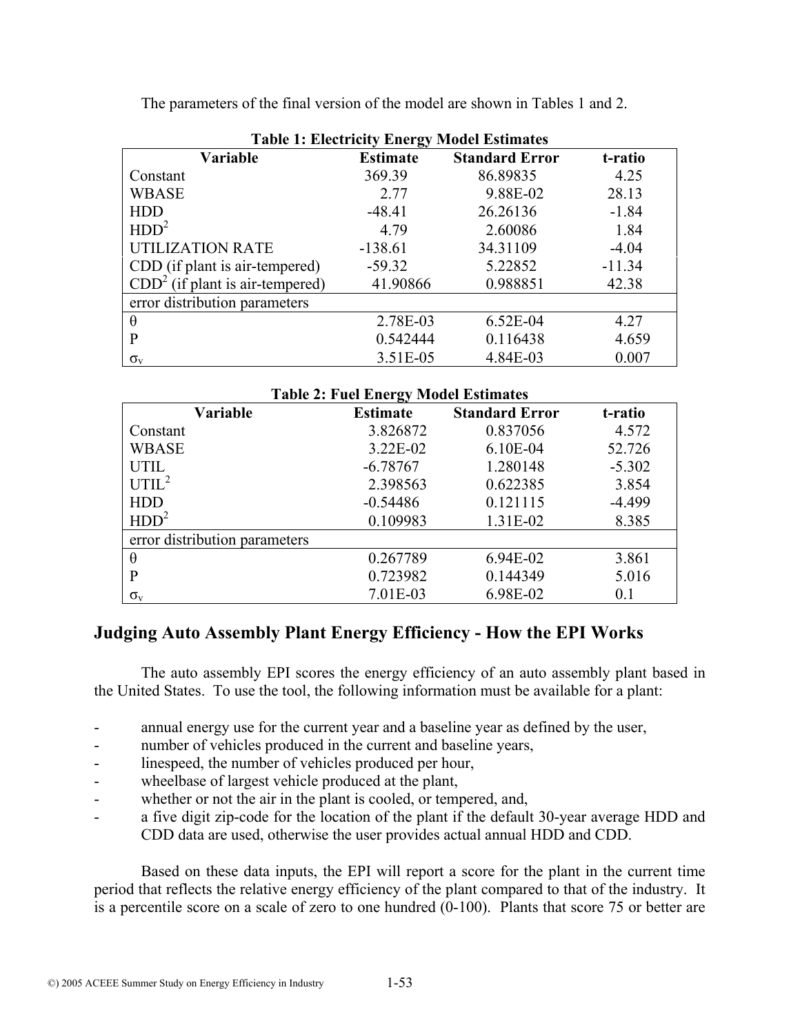The parameters of the final version of the model are shown in Tables 1 and 2.

**Table 1: Electricity Energy Model Estimates**

| Variable | Estimate | Standard Error | t-ratio |
|---|---|---|---|
| Constant | 369.39 | 86.89835 | 4.25 |
| WBASE | 2.77 | 9.88E-02 | 28.13 |
| HDD | -48.41 | 26.26136 | -1.84 |
| $HDD^2$ | 4.79 | 2.60086 | 1.84 |
| UTILIZATION RATE | -138.61 | 34.31109 | -4.04 |
| CDD (if plant is air-tempered) | -59.32 | 5.22852 | -11.34 |
| $CDD^2$ (if plant is air-tempered) | 41.90866 | 0.988851 | 42.38 |
| error distribution parameters | | | |
| $\theta$ | 2.78E-03 | 6.52E-04 | 4.27 |
| P | 0.542444 | 0.116438 | 4.659 |
| $\sigma_v$ | 3.51E-05 | 4.84E-03 | 0.007 |

**Table 2: Fuel Energy Model Estimates**

| Variable | Estimate | Standard Error | t-ratio |
|---|---|---|---|
| Constant | 3.826872 | 0.837056 | 4.572 |
| WBASE | 3.22E-02 | 6.10E-04 | 52.726 |
| UTIL | -6.78767 | 1.280148 | -5.302 |
| $UTIL^2$ | 2.398563 | 0.622385 | 3.854 |
| HDD | -0.54486 | 0.121115 | -4.499 |
| $HDD^2$ | 0.109983 | 1.31E-02 | 8.385 |
| error distribution parameters | | | |
| $\theta$ | 0.267789 | 6.94E-02 | 3.861 |
| P | 0.723982 | 0.144349 | 5.016 |
| $\sigma_v$ | 7.01E-03 | 6.98E-02 | 0.1 |

## Judging Auto Assembly Plant Energy Efficiency - How the EPI Works

The auto assembly EPI scores the energy efficiency of an auto assembly plant based in the United States. To use the tool, the following information must be available for a plant:

- annual energy use for the current year and a baseline year as defined by the user,
- number of vehicles produced in the current and baseline years,
- linespeed, the number of vehicles produced per hour,
- wheelbase of largest vehicle produced at the plant,
- whether or not the air in the plant is cooled, or tempered, and,
- a five digit zip-code for the location of the plant if the default 30-year average HDD and CDD data are used, otherwise the user provides actual annual HDD and CDD.

Based on these data inputs, the EPI will report a score for the plant in the current time period that reflects the relative energy efficiency of the plant compared to that of the industry. It is a percentile score on a scale of zero to one hundred (0-100). Plants that score 75 or better are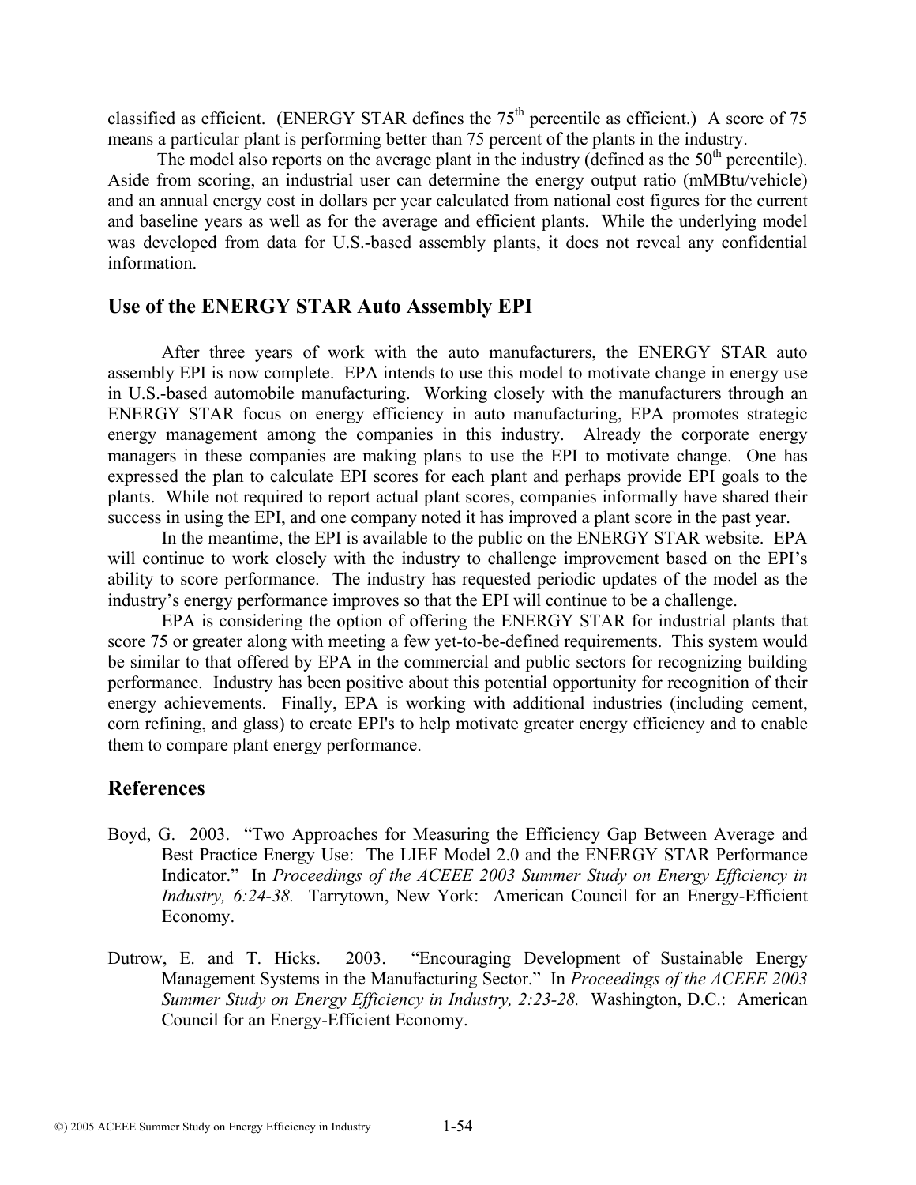classified as efficient. (ENERGY STAR defines the 75th percentile as efficient.) A score of 75 means a particular plant is performing better than 75 percent of the plants in the industry.

The model also reports on the average plant in the industry (defined as the 50th percentile). Aside from scoring, an industrial user can determine the energy output ratio (mMBtu/vehicle) and an annual energy cost in dollars per year calculated from national cost figures for the current and baseline years as well as for the average and efficient plants. While the underlying model was developed from data for U.S.-based assembly plants, it does not reveal any confidential information.

## Use of the ENERGY STAR Auto Assembly EPI

After three years of work with the auto manufacturers, the ENERGY STAR auto assembly EPI is now complete. EPA intends to use this model to motivate change in energy use in U.S.-based automobile manufacturing. Working closely with the manufacturers through an ENERGY STAR focus on energy efficiency in auto manufacturing, EPA promotes strategic energy management among the companies in this industry. Already the corporate energy managers in these companies are making plans to use the EPI to motivate change. One has expressed the plan to calculate EPI scores for each plant and perhaps provide EPI goals to the plants. While not required to report actual plant scores, companies informally have shared their success in using the EPI, and one company noted it has improved a plant score in the past year.

In the meantime, the EPI is available to the public on the ENERGY STAR website. EPA will continue to work closely with the industry to challenge improvement based on the EPI's ability to score performance. The industry has requested periodic updates of the model as the industry's energy performance improves so that the EPI will continue to be a challenge.

EPA is considering the option of offering the ENERGY STAR for industrial plants that score 75 or greater along with meeting a few yet-to-be-defined requirements. This system would be similar to that offered by EPA in the commercial and public sectors for recognizing building performance. Industry has been positive about this potential opportunity for recognition of their energy achievements. Finally, EPA is working with additional industries (including cement, corn refining, and glass) to create EPI's to help motivate greater energy efficiency and to enable them to compare plant energy performance.

## References

Boyd, G. 2003. "Two Approaches for Measuring the Efficiency Gap Between Average and Best Practice Energy Use: The LIEF Model 2.0 and the ENERGY STAR Performance Indicator." In *Proceedings of the ACEEE 2003 Summer Study on Energy Efficiency in Industry, 6:24-38.* Tarrytown, New York: American Council for an Energy-Efficient Economy.

Dutrow, E. and T. Hicks. 2003. "Encouraging Development of Sustainable Energy Management Systems in the Manufacturing Sector." In *Proceedings of the ACEEE 2003 Summer Study on Energy Efficiency in Industry, 2:23-28.* Washington, D.C.: American Council for an Energy-Efficient Economy.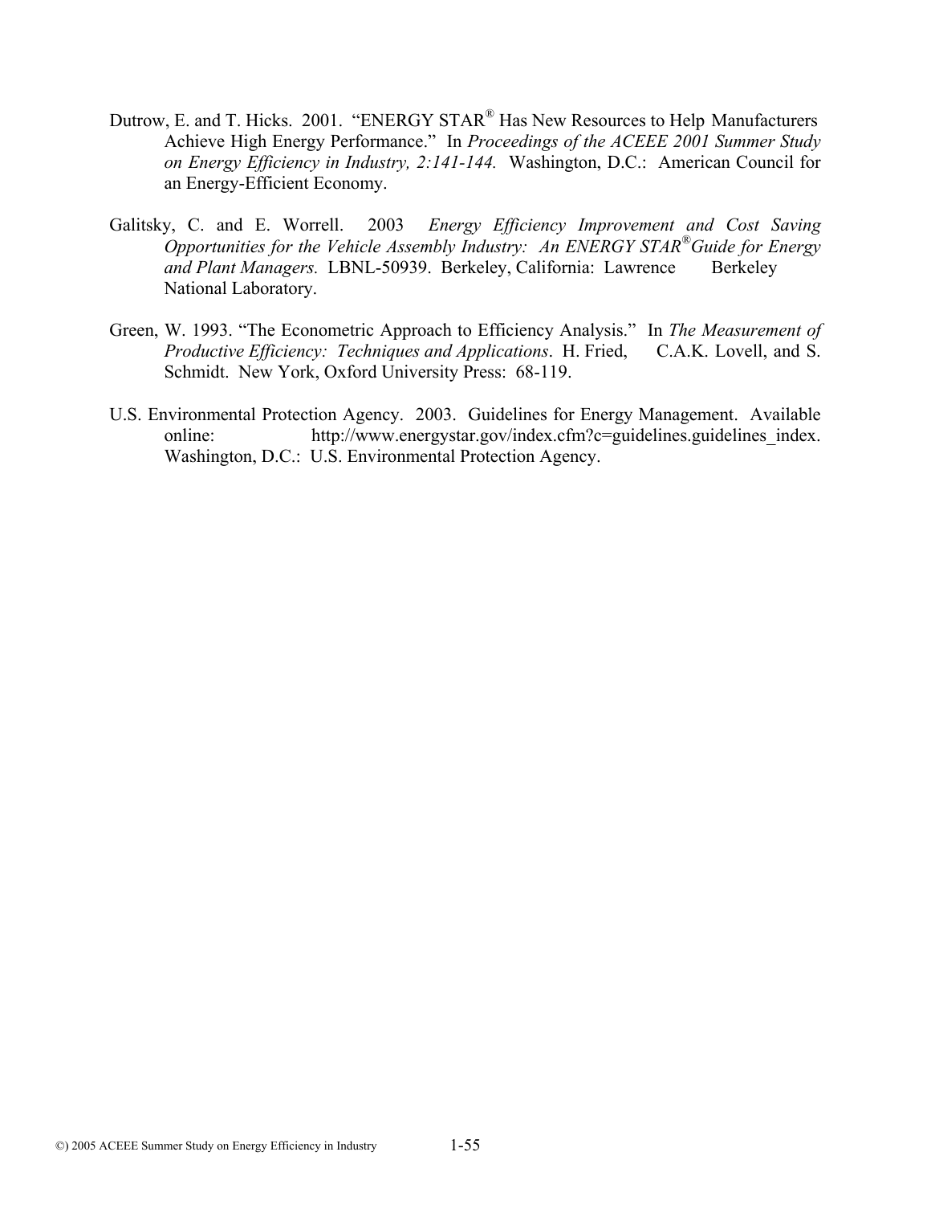Dutrow, E. and T. Hicks. 2001. "ENERGY STAR® Has New Resources to Help Manufacturers Achieve High Energy Performance." In *Proceedings of the ACEEE 2001 Summer Study on Energy Efficiency in Industry, 2:141-144.* Washington, D.C.: American Council for an Energy-Efficient Economy.

Galitsky, C. and E. Worrell. 2003 *Energy Efficiency Improvement and Cost Saving Opportunities for the Vehicle Assembly Industry: An ENERGY STAR® Guide for Energy and Plant Managers.* LBNL-50939. Berkeley, California: Lawrence Berkeley National Laboratory.

Green, W. 1993. "The Econometric Approach to Efficiency Analysis." In *The Measurement of Productive Efficiency: Techniques and Applications*. H. Fried, C.A.K. Lovell, and S. Schmidt. New York, Oxford University Press: 68-119.

U.S. Environmental Protection Agency. 2003. Guidelines for Energy Management. Available online: http://www.energystar.gov/index.cfm?c=guidelines.guidelines_index. Washington, D.C.: U.S. Environmental Protection Agency.